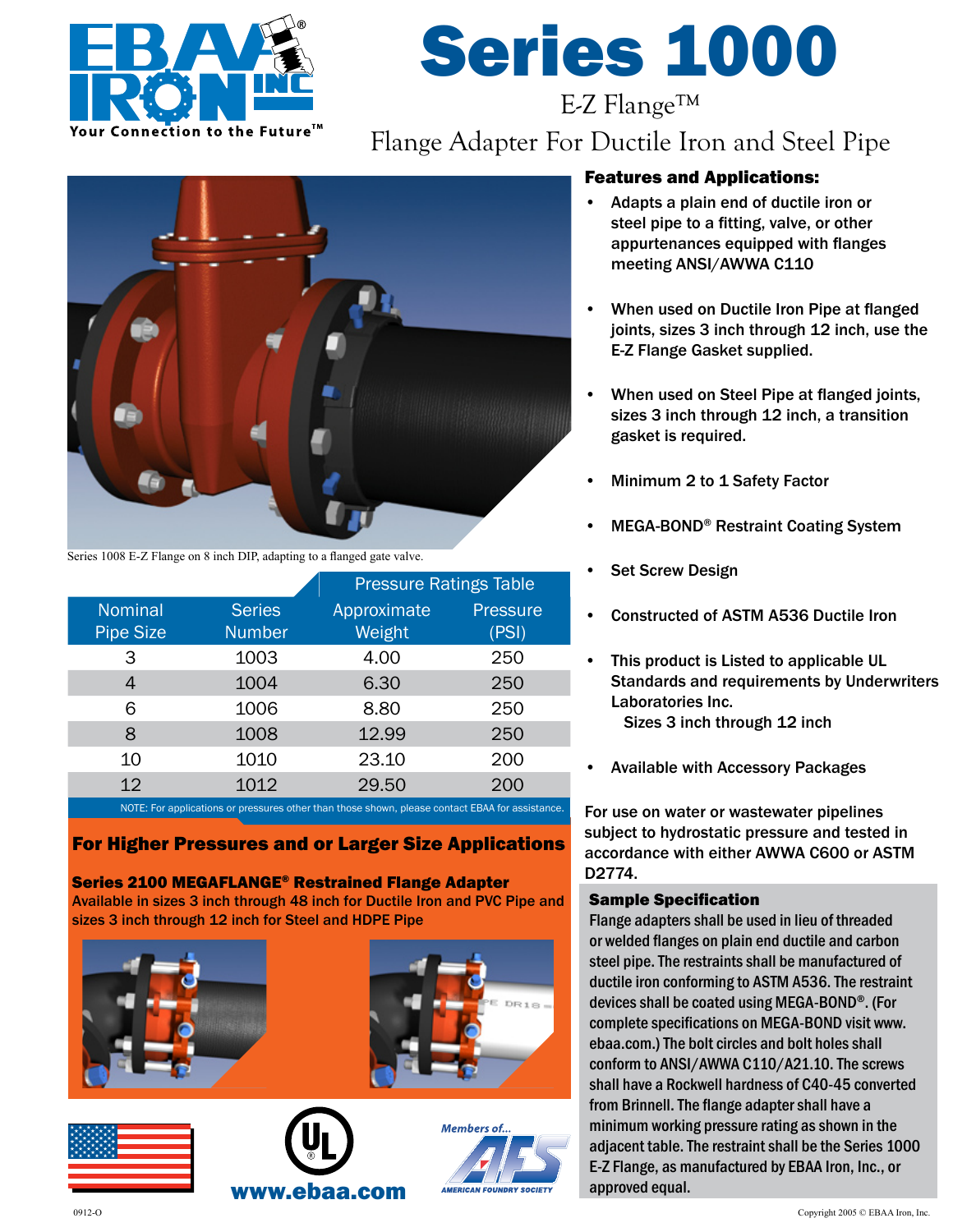# Series 1000

## E-Z Flange™

## Flange Adapter For Ductile Iron and Steel Pipe

Series 1008 E-Z Flange on 8 inch DIP, adapting to a flanged gate valve.

| | | Pressure Ratings Table | |
|---|---|---|---|
| Nominal Pipe Size | Series Number | Approximate Weight | Pressure (PSI) |
| 3 | 1003 | 4.00 | 250 |
| 4 | 1004 | 6.30 | 250 |
| 6 | 1006 | 8.80 | 250 |
| 8 | 1008 | 12.99 | 250 |
| 10 | 1010 | 23.10 | 200 |
| 12 | 1012 | 29.50 | 200 |

NOTE: For applications or pressures other than those shown, please contact EBAA for assistance.

### Features and Applications:

- Adapts a plain end of ductile iron or steel pipe to a fitting, valve, or other appurtenances equipped with flanges meeting ANSI/AWWA C110
- When used on Ductile Iron Pipe at flanged joints, sizes 3 inch through 12 inch, use the E-Z Flange Gasket supplied.
- When used on Steel Pipe at flanged joints, sizes 3 inch through 12 inch, a transition gasket is required.
- Minimum 2 to 1 Safety Factor
- MEGA-BOND® Restraint Coating System
- Set Screw Design
- Constructed of ASTM A536 Ductile Iron
- This product is Listed to applicable UL Standards and requirements by Underwriters Laboratories Inc.
  Sizes 3 inch through 12 inch
- Available with Accessory Packages

For use on water or wastewater pipelines subject to hydrostatic pressure and tested in accordance with either AWWA C600 or ASTM D2774.

### For Higher Pressures and or Larger Size Applications

**Series 2100 MEGAFLANGE® Restrained Flange Adapter**

Available in sizes 3 inch through 48 inch for Ductile Iron and PVC Pipe and sizes 3 inch through 12 inch for Steel and HDPE Pipe

### Sample Specification

Flange adapters shall be used in lieu of threaded or welded flanges on plain end ductile and carbon steel pipe. The restraints shall be manufactured of ductile iron conforming to ASTM A536. The restraint devices shall be coated using MEGA-BOND®. (For complete specifications on MEGA-BOND visit www.ebaa.com.) The bolt circles and bolt holes shall conform to ANSI/AWWA C110/A21.10. The screws shall have a Rockwell hardness of C40-45 converted from Brinnell. The flange adapter shall have a minimum working pressure rating as shown in the adjacent table. The restraint shall be the Series 1000 E-Z Flange, as manufactured by EBAA Iron, Inc., or approved equal.

www.ebaa.com

Members of... American Foundry Society

0912-O

Copyright 2005 © EBAA Iron, Inc.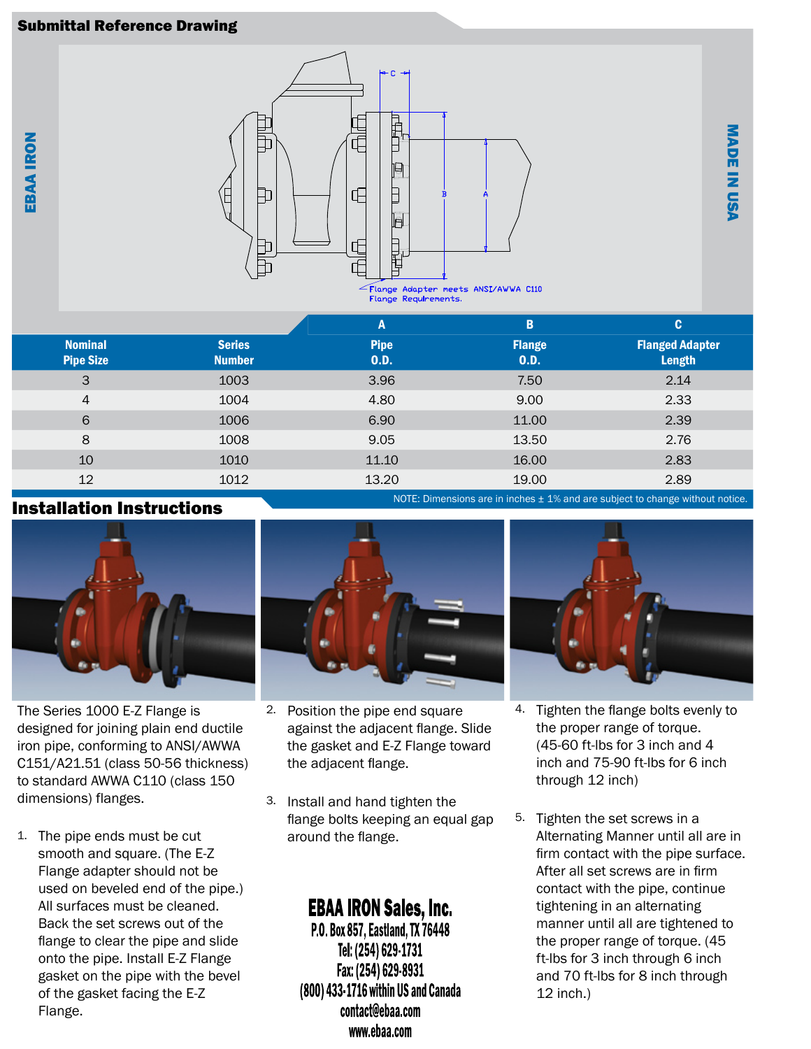## Submittal Reference Drawing

EBAA IRON

MADE IN USA

Flange Adapter meets ANSI/AWWA C110 Flange Requirements.

| Nominal Pipe Size | Series Number | A<br>Pipe O.D. | B<br>Flange O.D. | C<br>Flanged Adapter Length |
|---|---|---|---|---|
| 3 | 1003 | 3.96 | 7.50 | 2.14 |
| 4 | 1004 | 4.80 | 9.00 | 2.33 |
| 6 | 1006 | 6.90 | 11.00 | 2.39 |
| 8 | 1008 | 9.05 | 13.50 | 2.76 |
| 10 | 1010 | 11.10 | 16.00 | 2.83 |
| 12 | 1012 | 13.20 | 19.00 | 2.89 |

NOTE: Dimensions are in inches ± 1% and are subject to change without notice.

## Installation Instructions

The Series 1000 E-Z Flange is designed for joining plain end ductile iron pipe, conforming to ANSI/AWWA C151/A21.51 (class 50-56 thickness) to standard AWWA C110 (class 150 dimensions) flanges.

1. The pipe ends must be cut smooth and square. (The E-Z Flange adapter should not be used on beveled end of the pipe.) All surfaces must be cleaned. Back the set screws out of the flange to clear the pipe and slide onto the pipe. Install E-Z Flange gasket on the pipe with the bevel of the gasket facing the E-Z Flange.
2. Position the pipe end square against the adjacent flange. Slide the gasket and E-Z Flange toward the adjacent flange.
3. Install and hand tighten the flange bolts keeping an equal gap around the flange.
4. Tighten the flange bolts evenly to the proper range of torque. (45-60 ft-lbs for 3 inch and 4 inch and 75-90 ft-lbs for 6 inch through 12 inch)
5. Tighten the set screws in a Alternating Manner until all are in firm contact with the pipe surface. After all set screws are in firm contact with the pipe, continue tightening in an alternating manner until all are tightened to the proper range of torque. (45 ft-lbs for 3 inch through 6 inch and 70 ft-lbs for 8 inch through 12 inch.)

**EBAA IRON Sales, Inc.**
P.O. Box 857, Eastland, TX 76448
Tel: (254) 629-1731
Fax: (254) 629-8931
(800) 433-1716 within US and Canada
contact@ebaa.com
www.ebaa.com